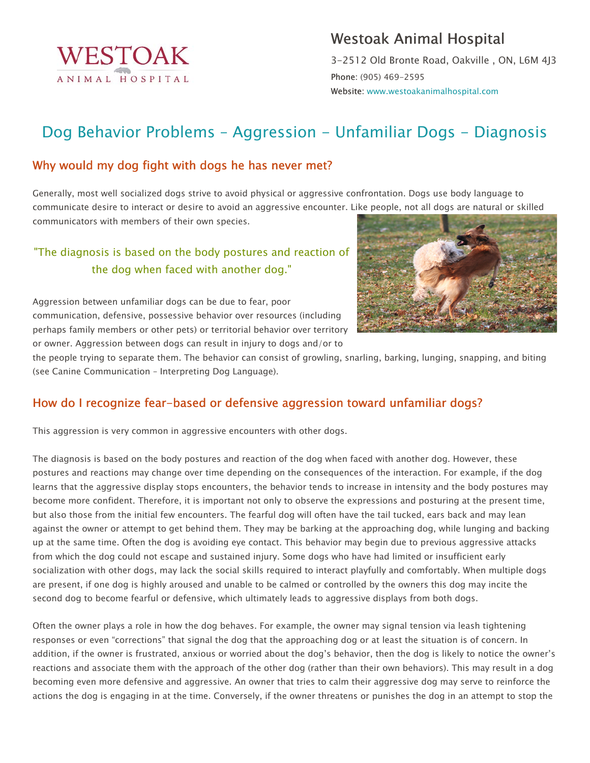# Westoak Animal Hospital

3-2512 Old Bronte Road, Oakville , ON, L6M 4J3

**Phone**: (905) 469-2595

**Website**: www.westoakanimalhospital.com

# Dog Behavior Problems - Aggression - Unfamiliar Dogs - Diagnosis

## Why would my dog fight with dogs he has never met?

Generally, most well socialized dogs strive to avoid physical or aggressive confrontation. Dogs use body language to communicate desire to interact or desire to avoid an aggressive encounter. Like people, not all dogs are natural or skilled communicators with members of their own species.

> "The diagnosis is based on the body postures and reaction of the dog when faced with another dog."

Aggression between unfamiliar dogs can be due to fear, poor communication, defensive, possessive behavior over resources (including perhaps family members or other pets) or territorial behavior over territory or owner. Aggression between dogs can result in injury to dogs and/or to the people trying to separate them. The behavior can consist of growling, snarling, barking, lunging, snapping, and biting (see Canine Communication - Interpreting Dog Language).

## How do I recognize fear-based or defensive aggression toward unfamiliar dogs?

This aggression is very common in aggressive encounters with other dogs.

The diagnosis is based on the body postures and reaction of the dog when faced with another dog. However, these postures and reactions may change over time depending on the consequences of the interaction. For example, if the dog learns that the aggressive display stops encounters, the behavior tends to increase in intensity and the body postures may become more confident. Therefore, it is important not only to observe the expressions and posturing at the present time, but also those from the initial few encounters. The fearful dog will often have the tail tucked, ears back and may lean against the owner or attempt to get behind them. They may be barking at the approaching dog, while lunging and backing up at the same time. Often the dog is avoiding eye contact. This behavior may begin due to previous aggressive attacks from which the dog could not escape and sustained injury. Some dogs who have had limited or insufficient early socialization with other dogs, may lack the social skills required to interact playfully and comfortably. When multiple dogs are present, if one dog is highly aroused and unable to be calmed or controlled by the owners this dog may incite the second dog to become fearful or defensive, which ultimately leads to aggressive displays from both dogs.

Often the owner plays a role in how the dog behaves. For example, the owner may signal tension via leash tightening responses or even "corrections" that signal the dog that the approaching dog or at least the situation is of concern. In addition, if the owner is frustrated, anxious or worried about the dog's behavior, then the dog is likely to notice the owner's reactions and associate them with the approach of the other dog (rather than their own behaviors). This may result in a dog becoming even more defensive and aggressive. An owner that tries to calm their aggressive dog may serve to reinforce the actions the dog is engaging in at the time. Conversely, if the owner threatens or punishes the dog in an attempt to stop the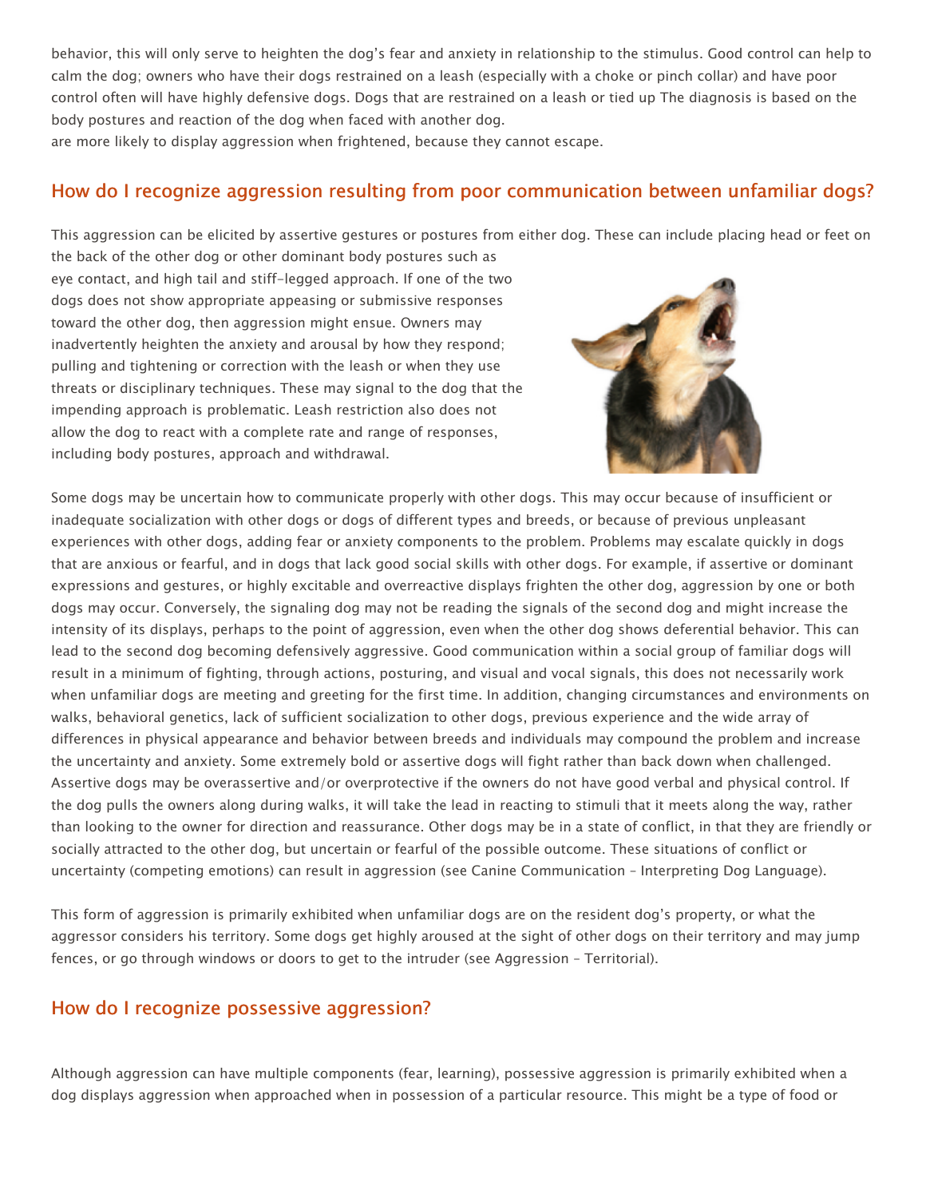behavior, this will only serve to heighten the dog's fear and anxiety in relationship to the stimulus. Good control can help to calm the dog; owners who have their dogs restrained on a leash (especially with a choke or pinch collar) and have poor control often will have highly defensive dogs. Dogs that are restrained on a leash or tied up The diagnosis is based on the body postures and reaction of the dog when faced with another dog.
are more likely to display aggression when frightened, because they cannot escape.

## How do I recognize aggression resulting from poor communication between unfamiliar dogs?

This aggression can be elicited by assertive gestures or postures from either dog. These can include placing head or feet on the back of the other dog or other dominant body postures such as eye contact, and high tail and stiff-legged approach. If one of the two dogs does not show appropriate appeasing or submissive responses toward the other dog, then aggression might ensue. Owners may inadvertently heighten the anxiety and arousal by how they respond; pulling and tightening or correction with the leash or when they use threats or disciplinary techniques. These may signal to the dog that the impending approach is problematic. Leash restriction also does not allow the dog to react with a complete rate and range of responses, including body postures, approach and withdrawal.

Some dogs may be uncertain how to communicate properly with other dogs. This may occur because of insufficient or inadequate socialization with other dogs or dogs of different types and breeds, or because of previous unpleasant experiences with other dogs, adding fear or anxiety components to the problem. Problems may escalate quickly in dogs that are anxious or fearful, and in dogs that lack good social skills with other dogs. For example, if assertive or dominant expressions and gestures, or highly excitable and overreactive displays frighten the other dog, aggression by one or both dogs may occur. Conversely, the signaling dog may not be reading the signals of the second dog and might increase the intensity of its displays, perhaps to the point of aggression, even when the other dog shows deferential behavior. This can lead to the second dog becoming defensively aggressive. Good communication within a social group of familiar dogs will result in a minimum of fighting, through actions, posturing, and visual and vocal signals, this does not necessarily work when unfamiliar dogs are meeting and greeting for the first time. In addition, changing circumstances and environments on walks, behavioral genetics, lack of sufficient socialization to other dogs, previous experience and the wide array of differences in physical appearance and behavior between breeds and individuals may compound the problem and increase the uncertainty and anxiety. Some extremely bold or assertive dogs will fight rather than back down when challenged. Assertive dogs may be overassertive and/or overprotective if the owners do not have good verbal and physical control. If the dog pulls the owners along during walks, it will take the lead in reacting to stimuli that it meets along the way, rather than looking to the owner for direction and reassurance. Other dogs may be in a state of conflict, in that they are friendly or socially attracted to the other dog, but uncertain or fearful of the possible outcome. These situations of conflict or uncertainty (competing emotions) can result in aggression (see Canine Communication – Interpreting Dog Language).

This form of aggression is primarily exhibited when unfamiliar dogs are on the resident dog's property, or what the aggressor considers his territory. Some dogs get highly aroused at the sight of other dogs on their territory and may jump fences, or go through windows or doors to get to the intruder (see Aggression – Territorial).

## How do I recognize possessive aggression?

Although aggression can have multiple components (fear, learning), possessive aggression is primarily exhibited when a dog displays aggression when approached when in possession of a particular resource. This might be a type of food or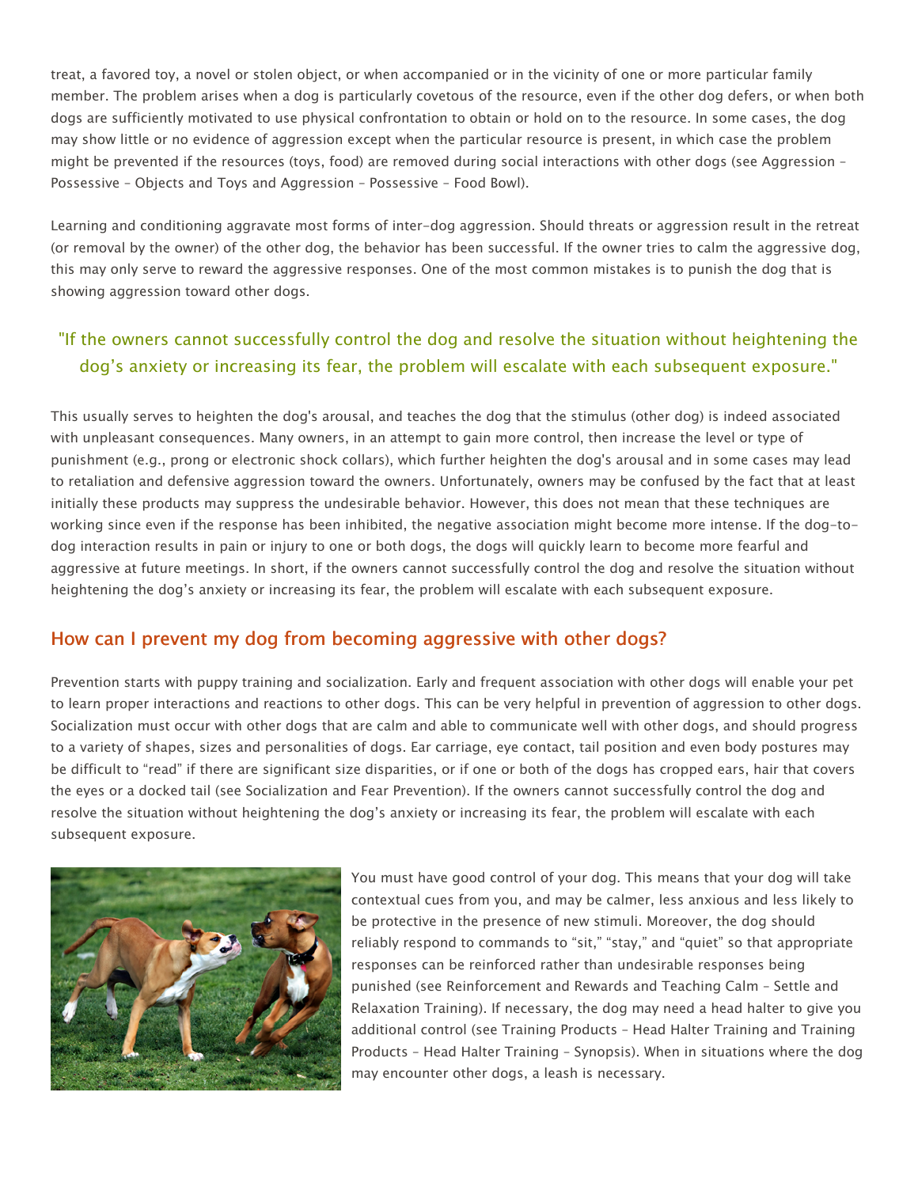treat, a favored toy, a novel or stolen object, or when accompanied or in the vicinity of one or more particular family member. The problem arises when a dog is particularly covetous of the resource, even if the other dog defers, or when both dogs are sufficiently motivated to use physical confrontation to obtain or hold on to the resource. In some cases, the dog may show little or no evidence of aggression except when the particular resource is present, in which case the problem might be prevented if the resources (toys, food) are removed during social interactions with other dogs (see Aggression – Possessive – Objects and Toys and Aggression – Possessive – Food Bowl).

Learning and conditioning aggravate most forms of inter-dog aggression. Should threats or aggression result in the retreat (or removal by the owner) of the other dog, the behavior has been successful. If the owner tries to calm the aggressive dog, this may only serve to reward the aggressive responses. One of the most common mistakes is to punish the dog that is showing aggression toward other dogs.

> "If the owners cannot successfully control the dog and resolve the situation without heightening the dog's anxiety or increasing its fear, the problem will escalate with each subsequent exposure."

This usually serves to heighten the dog's arousal, and teaches the dog that the stimulus (other dog) is indeed associated with unpleasant consequences. Many owners, in an attempt to gain more control, then increase the level or type of punishment (e.g., prong or electronic shock collars), which further heighten the dog's arousal and in some cases may lead to retaliation and defensive aggression toward the owners. Unfortunately, owners may be confused by the fact that at least initially these products may suppress the undesirable behavior. However, this does not mean that these techniques are working since even if the response has been inhibited, the negative association might become more intense. If the dog-to-dog interaction results in pain or injury to one or both dogs, the dogs will quickly learn to become more fearful and aggressive at future meetings. In short, if the owners cannot successfully control the dog and resolve the situation without heightening the dog's anxiety or increasing its fear, the problem will escalate with each subsequent exposure.

## How can I prevent my dog from becoming aggressive with other dogs?

Prevention starts with puppy training and socialization. Early and frequent association with other dogs will enable your pet to learn proper interactions and reactions to other dogs. This can be very helpful in prevention of aggression to other dogs. Socialization must occur with other dogs that are calm and able to communicate well with other dogs, and should progress to a variety of shapes, sizes and personalities of dogs. Ear carriage, eye contact, tail position and even body postures may be difficult to "read" if there are significant size disparities, or if one or both of the dogs has cropped ears, hair that covers the eyes or a docked tail (see Socialization and Fear Prevention). If the owners cannot successfully control the dog and resolve the situation without heightening the dog's anxiety or increasing its fear, the problem will escalate with each subsequent exposure.

You must have good control of your dog. This means that your dog will take contextual cues from you, and may be calmer, less anxious and less likely to be protective in the presence of new stimuli. Moreover, the dog should reliably respond to commands to "sit," "stay," and "quiet" so that appropriate responses can be reinforced rather than undesirable responses being punished (see Reinforcement and Rewards and Teaching Calm – Settle and Relaxation Training). If necessary, the dog may need a head halter to give you additional control (see Training Products – Head Halter Training and Training Products – Head Halter Training – Synopsis). When in situations where the dog may encounter other dogs, a leash is necessary.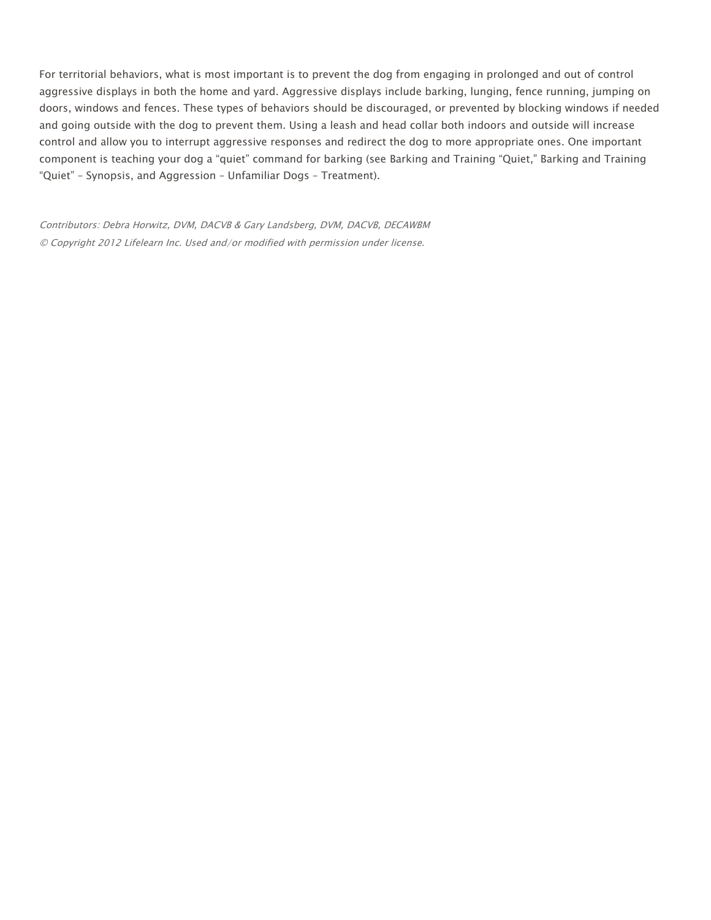For territorial behaviors, what is most important is to prevent the dog from engaging in prolonged and out of control aggressive displays in both the home and yard. Aggressive displays include barking, lunging, fence running, jumping on doors, windows and fences. These types of behaviors should be discouraged, or prevented by blocking windows if needed and going outside with the dog to prevent them. Using a leash and head collar both indoors and outside will increase control and allow you to interrupt aggressive responses and redirect the dog to more appropriate ones. One important component is teaching your dog a "quiet" command for barking (see Barking and Training "Quiet," Barking and Training "Quiet" – Synopsis, and Aggression – Unfamiliar Dogs – Treatment).

*Contributors: Debra Horwitz, DVM, DACVB & Gary Landsberg, DVM, DACVB, DECAWBM*

*© Copyright 2012 Lifelearn Inc. Used and/or modified with permission under license.*